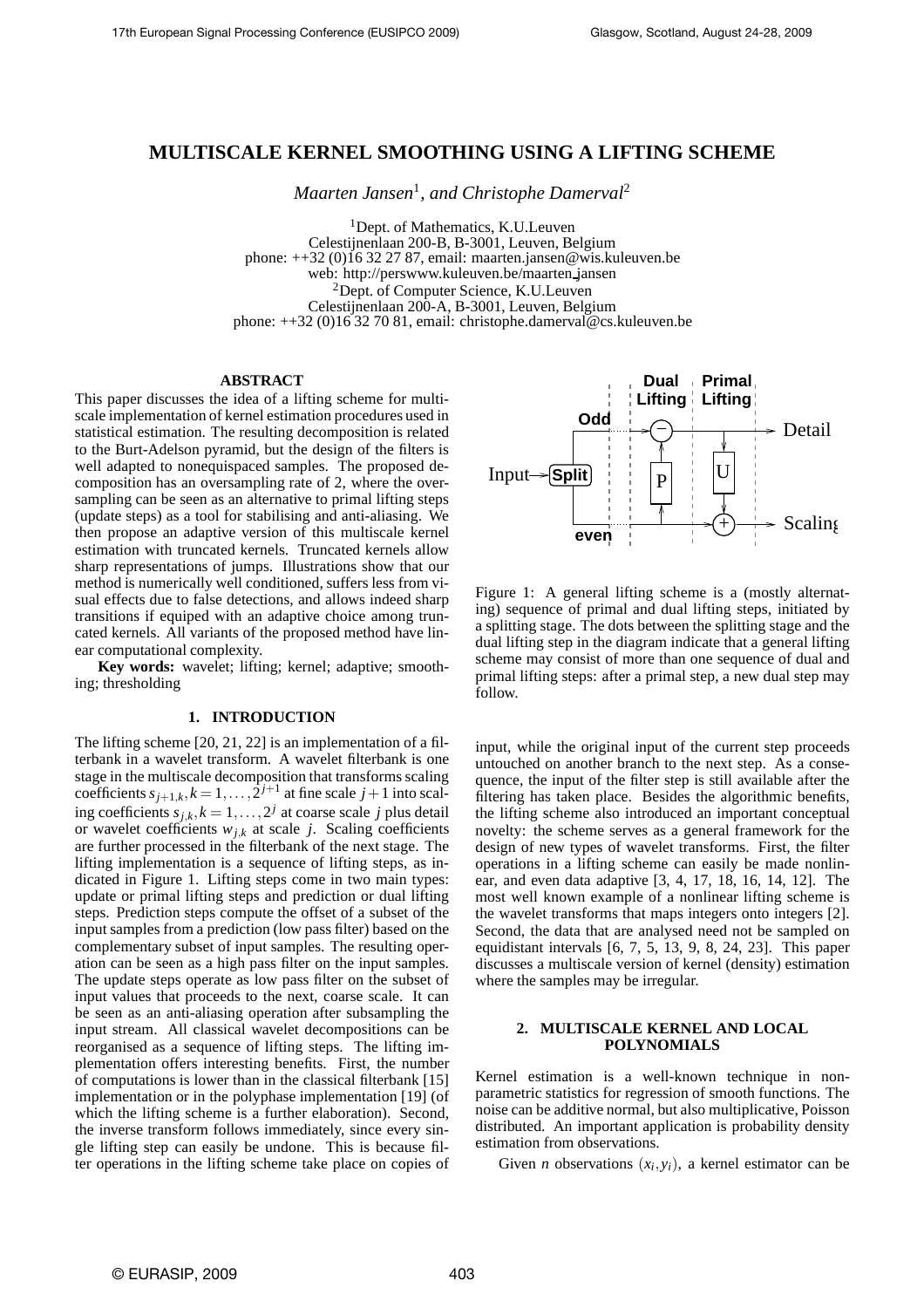# MULTISCALE KERNEL SMOOTHING USING A LIFTING SCHEME

*Maarten Jansen*[1], *and Christophe Damerval*[2]

[1]Dept. of Mathematics, K.U.Leuven
Celestijnenlaan 200-B, B-3001, Leuven, Belgium
phone: ++32 (0)16 32 27 87, email: maarten.jansen@wis.kuleuven.be
web: http://perswww.kuleuven.be/maarten_jansen
[2]Dept. of Computer Science, K.U.Leuven
Celestijnenlaan 200-A, B-3001, Leuven, Belgium
phone: ++32 (0)16 32 70 81, email: christophe.damerval@cs.kuleuven.be

### ABSTRACT

This paper discusses the idea of a lifting scheme for multiscale implementation of kernel estimation procedures used in statistical estimation. The resulting decomposition is related to the Burt-Adelson pyramid, but the design of the filters is well adapted to nonequispaced samples. The proposed decomposition has an oversampling rate of 2, where the oversampling can be seen as an alternative to primal lifting steps (update steps) as a tool for stabilising and anti-aliasing. We then propose an adaptive version of this multiscale kernel estimation with truncated kernels. Truncated kernels allow sharp representations of jumps. Illustrations show that our method is numerically well conditioned, suffers less from visual effects due to false detections, and allows indeed sharp transitions if equiped with an adaptive choice among truncated kernels. All variants of the proposed method have linear computational complexity.

**Key words:** wavelet; lifting; kernel; adaptive; smoothing; thresholding

## 1. INTRODUCTION

The lifting scheme [20, 21, 22] is an implementation of a filterbank in a wavelet transform. A wavelet filterbank is one stage in the multiscale decomposition that transforms scaling coefficients $s_{j+1,k}, k = 1, \ldots, 2^{j+1}$ at fine scale $j+1$ into scaling coefficients $s_{j,k}, k = 1, \ldots, 2^j$ at coarse scale $j$ plus detail or wavelet coefficients $w_{j,k}$ at scale $j$. Scaling coefficients are further processed in the filterbank of the next stage. The lifting implementation is a sequence of lifting steps, as indicated in Figure 1. Lifting steps come in two main types: update or primal lifting steps and prediction or dual lifting steps. Prediction steps compute the offset of a subset of the input samples from a prediction (low pass filter) based on the complementary subset of input samples. The resulting operation can be seen as a high pass filter on the input samples. The update steps operate as low pass filter on the subset of input values that proceeds to the next, coarse scale. It can be seen as an anti-aliasing operation after subsampling the input stream. All classical wavelet decompositions can be reorganised as a sequence of lifting steps. The lifting implementation offers interesting benefits. First, the number of computations is lower than in the classical filterbank [15] implementation or in the polyphase implementation [19] (of which the lifting scheme is a further elaboration). Second, the inverse transform follows immediately, since every single lifting step can easily be undone. This is because filter operations in the lifting scheme take place on copies of input, while the original input of the current step proceeds untouched on another branch to the next step. As a consequence, the input of the filter step is still available after the filtering has taken place. Besides the algorithmic benefits, the lifting scheme also introduced an important conceptual novelty: the scheme serves as a general framework for the design of new types of wavelet transforms. First, the filter operations in a lifting scheme can easily be made nonlinear, and even data adaptive [3, 4, 17, 18, 16, 14, 12]. The most well known example of a nonlinear lifting scheme is the wavelet transforms that maps integers onto integers [2]. Second, the data that are analysed need not be sampled on equidistant intervals [6, 7, 5, 13, 9, 8, 24, 23]. This paper discusses a multiscale version of kernel (density) estimation where the samples may be irregular.

Figure 1: A general lifting scheme is a (mostly alternating) sequence of primal and dual lifting steps, initiated by a splitting stage. The dots between the splitting stage and the dual lifting step in the diagram indicate that a general lifting scheme may consist of more than one sequence of dual and primal lifting steps: after a primal step, a new dual step may follow.

## 2. MULTISCALE KERNEL AND LOCAL POLYNOMIALS

Kernel estimation is a well-known technique in nonparametric statistics for regression of smooth functions. The noise can be additive normal, but also multiplicative, Poisson distributed. An important application is probability density estimation from observations.

Given $n$ observations $(x_i, y_i)$, a kernel estimator can be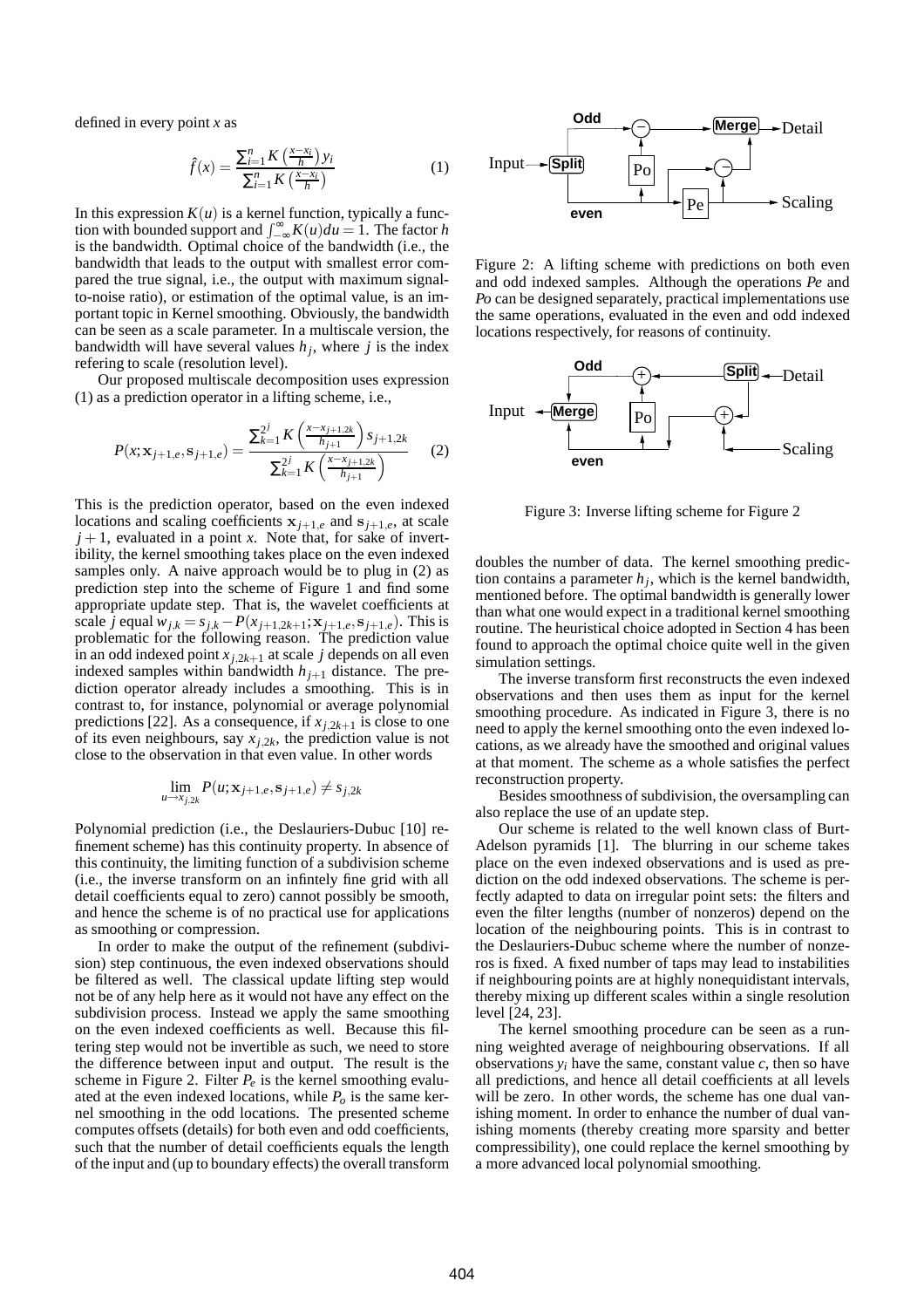defined in every point $x$ as

$$\hat{f}(x) = \frac{\sum_{i=1}^{n} K\left(\frac{x-x_i}{h}\right) y_i}{\sum_{i=1}^{n} K\left(\frac{x-x_i}{h}\right)} \tag{1}$$

In this expression $K(u)$ is a kernel function, typically a function with bounded support and $\int_{-\infty}^{\infty} K(u)du = 1$. The factor $h$ is the bandwidth. Optimal choice of the bandwidth (i.e., the bandwidth that leads to the output with smallest error compared the true signal, i.e., the output with maximum signal-to-noise ratio), or estimation of the optimal value, is an important topic in Kernel smoothing. Obviously, the bandwidth can be seen as a scale parameter. In a multiscale version, the bandwidth will have several values $h_j$, where $j$ is the index refering to scale (resolution level).

Our proposed multiscale decomposition uses expression (1) as a prediction operator in a lifting scheme, i.e.,

$$P(x; \mathbf{x}_{j+1,e}, \mathbf{s}_{j+1,e}) = \frac{\sum_{k=1}^{2^j} K\left(\frac{x-x_{j+1,2k}}{h_{j+1}}\right) s_{j+1,2k}}{\sum_{k=1}^{2^j} K\left(\frac{x-x_{j+1,2k}}{h_{j+1}}\right)} \tag{2}$$

This is the prediction operator, based on the even indexed locations and scaling coefficients $\mathbf{x}_{j+1,e}$ and $\mathbf{s}_{j+1,e}$, at scale $j+1$, evaluated in a point $x$. Note that, for sake of invertibility, the kernel smoothing takes place on the even indexed samples only. A naive approach would be to plug in (2) as prediction step into the scheme of Figure 1 and find some appropriate update step. That is, the wavelet coefficients at scale $j$ equal $w_{j,k} = s_{j,k} - P(x_{j+1,2k+1}; \mathbf{x}_{j+1,e}, \mathbf{s}_{j+1,e})$. This is problematic for the following reason. The prediction value in an odd indexed point $x_{j,2k+1}$ at scale $j$ depends on all even indexed samples within bandwidth $h_{j+1}$ distance. The prediction operator already includes a smoothing. This is in contrast to, for instance, polynomial or average polynomial predictions [22]. As a consequence, if $x_{j,2k+1}$ is close to one of its even neighbours, say $x_{j,2k}$, the prediction value is not close to the observation in that even value. In other words

$$\lim_{u \to x_{j,2k}} P(u; \mathbf{x}_{j+1,e}, \mathbf{s}_{j+1,e}) \neq s_{j,2k}$$

Polynomial prediction (i.e., the Deslauriers-Dubuc [10] refinement scheme) has this continuity property. In absence of this continuity, the limiting function of a subdivision scheme (i.e., the inverse transform on an infintely fine grid with all detail coefficients equal to zero) cannot possibly be smooth, and hence the scheme is of no practical use for applications as smoothing or compression.

In order to make the output of the refinement (subdivision) step continuous, the even indexed observations should be filtered as well. The classical update lifting step would not be of any help here as it would not have any effect on the subdivision process. Instead we apply the same smoothing on the even indexed coefficients as well. Because this filtering step would not be invertible as such, we need to store the difference between input and output. The result is the scheme in Figure 2. Filter $P_e$ is the kernel smoothing evaluated at the even indexed locations, while $P_o$ is the same kernel smoothing in the odd locations. The presented scheme computes offsets (details) for both even and odd coefficients, such that the number of detail coefficients equals the length of the input and (up to boundary effects) the overall transform doubles the number of data. The kernel smoothing prediction contains a parameter $h_j$, which is the kernel bandwidth, mentioned before. The optimal bandwidth is generally lower than what one would expect in a traditional kernel smoothing routine. The heuristical choice adopted in Section 4 has been found to approach the optimal choice quite well in the given simulation settings.

Figure 2: A lifting scheme with predictions on both even and odd indexed samples. Although the operations *Pe* and *Po* can be designed separately, practical implementations use the same operations, evaluated in the even and odd indexed locations respectively, for reasons of continuity.

Figure 3: Inverse lifting scheme for Figure 2

The inverse transform first reconstructs the even indexed observations and then uses them as input for the kernel smoothing procedure. As indicated in Figure 3, there is no need to apply the kernel smoothing onto the even indexed locations, as we already have the smoothed and original values at that moment. The scheme as a whole satisfies the perfect reconstruction property.

Besides smoothness of subdivision, the oversampling can also replace the use of an update step.

Our scheme is related to the well known class of Burt-Adelson pyramids [1]. The blurring in our scheme takes place on the even indexed observations and is used as prediction on the odd indexed observations. The scheme is perfectly adapted to data on irregular point sets: the filters and even the filter lengths (number of nonzeros) depend on the location of the neighbouring points. This is in contrast to the Deslauriers-Dubuc scheme where the number of nonzeros is fixed. A fixed number of taps may lead to instabilities if neighbouring points are at highly nonequidistant intervals, thereby mixing up different scales within a single resolution level [24, 23].

The kernel smoothing procedure can be seen as a running weighted average of neighbouring observations. If all observations $y_i$ have the same, constant value $c$, then so have all predictions, and hence all detail coefficients at all levels will be zero. In other words, the scheme has one dual vanishing moment. In order to enhance the number of dual vanishing moments (thereby creating more sparsity and better compressibility), one could replace the kernel smoothing by a more advanced local polynomial smoothing.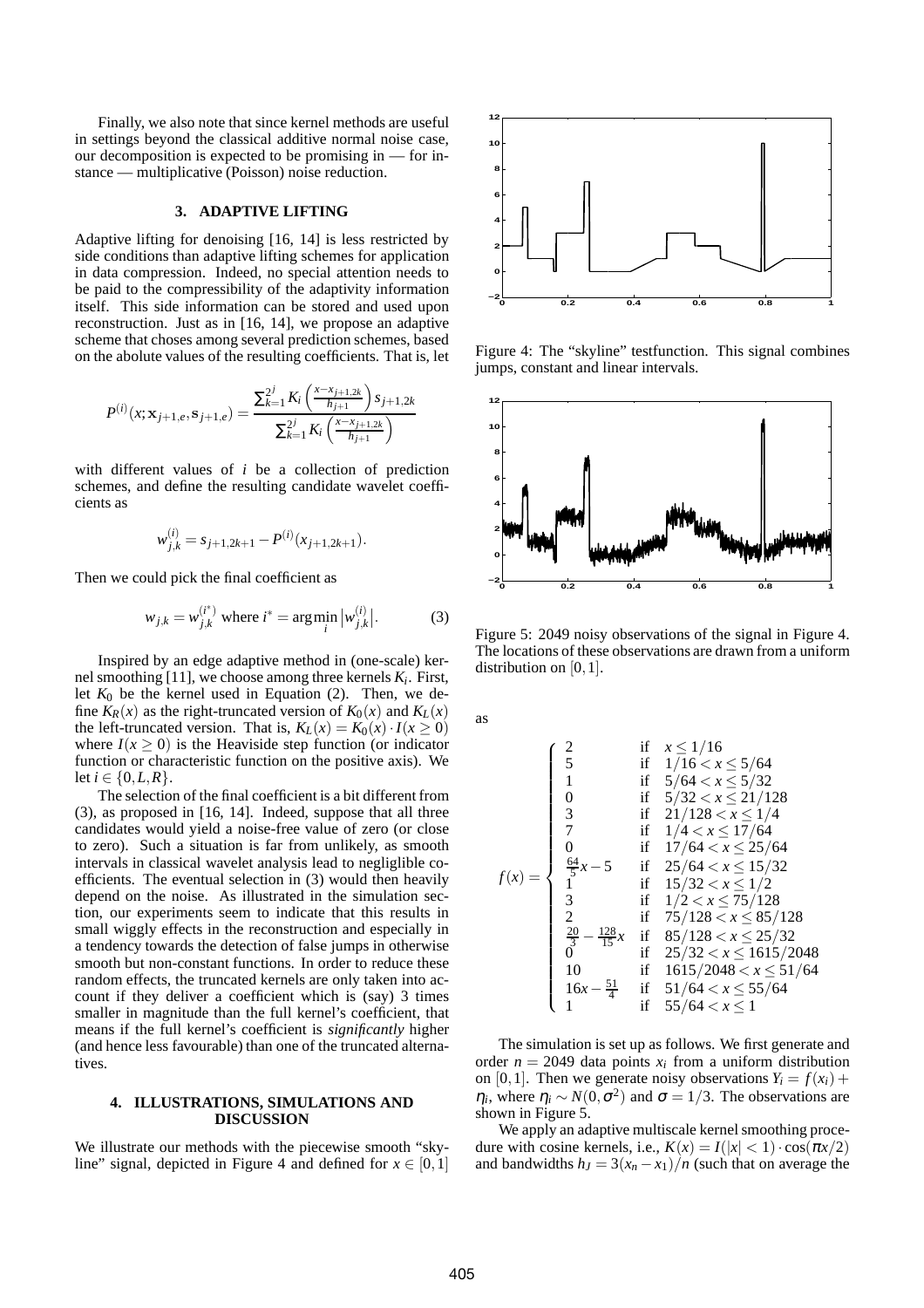Finally, we also note that since kernel methods are useful in settings beyond the classical additive normal noise case, our decomposition is expected to be promising in — for instance — multiplicative (Poisson) noise reduction.

## 3. ADAPTIVE LIFTING

Adaptive lifting for denoising [16, 14] is less restricted by side conditions than adaptive lifting schemes for application in data compression. Indeed, no special attention needs to be paid to the compressibility of the adaptivity information itself. This side information can be stored and used upon reconstruction. Just as in [16, 14], we propose an adaptive scheme that choses among several prediction schemes, based on the abolute values of the resulting coefficients. That is, let

$$P^{(i)}(x;\mathbf{x}_{j+1,e},\mathbf{s}_{j+1,e}) = \frac{\sum_{k=1}^{2^j} K_i\left(\frac{x-x_{j+1,2k}}{h_{j+1}}\right) s_{j+1,2k}}{\sum_{k=1}^{2^j} K_i\left(\frac{x-x_{j+1,2k}}{h_{j+1}}\right)}$$

with different values of $i$ be a collection of prediction schemes, and define the resulting candidate wavelet coefficients as

$$w_{j,k}^{(i)} = s_{j+1,2k+1} - P^{(i)}(x_{j+1,2k+1}).$$

Then we could pick the final coefficient as

$$w_{j,k} = w_{j,k}^{(i^*)} \text{ where } i^* = \arg\min_i \left|w_{j,k}^{(i)}\right|. \tag{3}$$

Inspired by an edge adaptive method in (one-scale) kernel smoothing [11], we choose among three kernels $K_i$. First, let $K_0$ be the kernel used in Equation (2). Then, we define $K_R(x)$ as the right-truncated version of $K_0(x)$ and $K_L(x)$ the left-truncated version. That is, $K_L(x) = K_0(x)\cdot I(x \geq 0)$ where $I(x \geq 0)$ is the Heaviside step function (or indicator function or characteristic function on the positive axis). We let $i \in \{0, L, R\}$.

The selection of the final coefficient is a bit different from (3), as proposed in [16, 14]. Indeed, suppose that all three candidates would yield a noise-free value of zero (or close to zero). Such a situation is far from unlikely, as smooth intervals in classical wavelet analysis lead to negliglible coefficients. The eventual selection in (3) would then heavily depend on the noise. As illustrated in the simulation section, our experiments seem to indicate that this results in small wiggly effects in the reconstruction and especially in a tendency towards the detection of false jumps in otherwise smooth but non-constant functions. In order to reduce these random effects, the truncated kernels are only taken into account if they deliver a coefficient which is (say) 3 times smaller in magnitude than the full kernel's coefficient, that means if the full kernel's coefficient is *significantly* higher (and hence less favourable) than one of the truncated alternatives.

## 4. ILLUSTRATIONS, SIMULATIONS AND DISCUSSION

We illustrate our methods with the piecewise smooth "skyline" signal, depicted in Figure 4 and defined for $x \in [0,1]$ as

$$f(x) = \begin{cases} 2 & \text{if} \quad x \leq 1/16 \\ 5 & \text{if} \quad 1/16 < x \leq 5/64 \\ 1 & \text{if} \quad 5/64 < x \leq 5/32 \\ 0 & \text{if} \quad 5/32 < x \leq 21/128 \\ 3 & \text{if} \quad 21/128 < x \leq 1/4 \\ 7 & \text{if} \quad 1/4 < x \leq 17/64 \\ 0 & \text{if} \quad 17/64 < x \leq 25/64 \\ \frac{64}{5}x - 5 & \text{if} \quad 25/64 < x \leq 15/32 \\ 1 & \text{if} \quad 15/32 < x \leq 1/2 \\ 3 & \text{if} \quad 1/2 < x \leq 75/128 \\ 2 & \text{if} \quad 75/128 < x \leq 85/128 \\ \frac{20}{3} - \frac{128}{15}x & \text{if} \quad 85/128 < x \leq 25/32 \\ 0 & \text{if} \quad 25/32 < x \leq 1615/2048 \\ 10 & \text{if} \quad 1615/2048 < x \leq 51/64 \\ 16x - \frac{51}{4} & \text{if} \quad 51/64 < x \leq 55/64 \\ 1 & \text{if} \quad 55/64 < x \leq 1 \end{cases}$$

Figure 4: The "skyline" testfunction. This signal combines jumps, constant and linear intervals.

Figure 5: 2049 noisy observations of the signal in Figure 4. The locations of these observations are drawn from a uniform distribution on $[0,1]$.

The simulation is set up as follows. We first generate and order $n = 2049$ data points $x_i$ from a uniform distribution on $[0,1]$. Then we generate noisy observations $Y_i = f(x_i) + \eta_i$, where $\eta_i \sim N(0,\sigma^2)$ and $\sigma = 1/3$. The observations are shown in Figure 5.

We apply an adaptive multiscale kernel smoothing procedure with cosine kernels, i.e., $K(x) = I(|x| < 1)\cdot\cos(\pi x/2)$ and bandwidths $h_J = 3(x_n - x_1)/n$ (such that on average the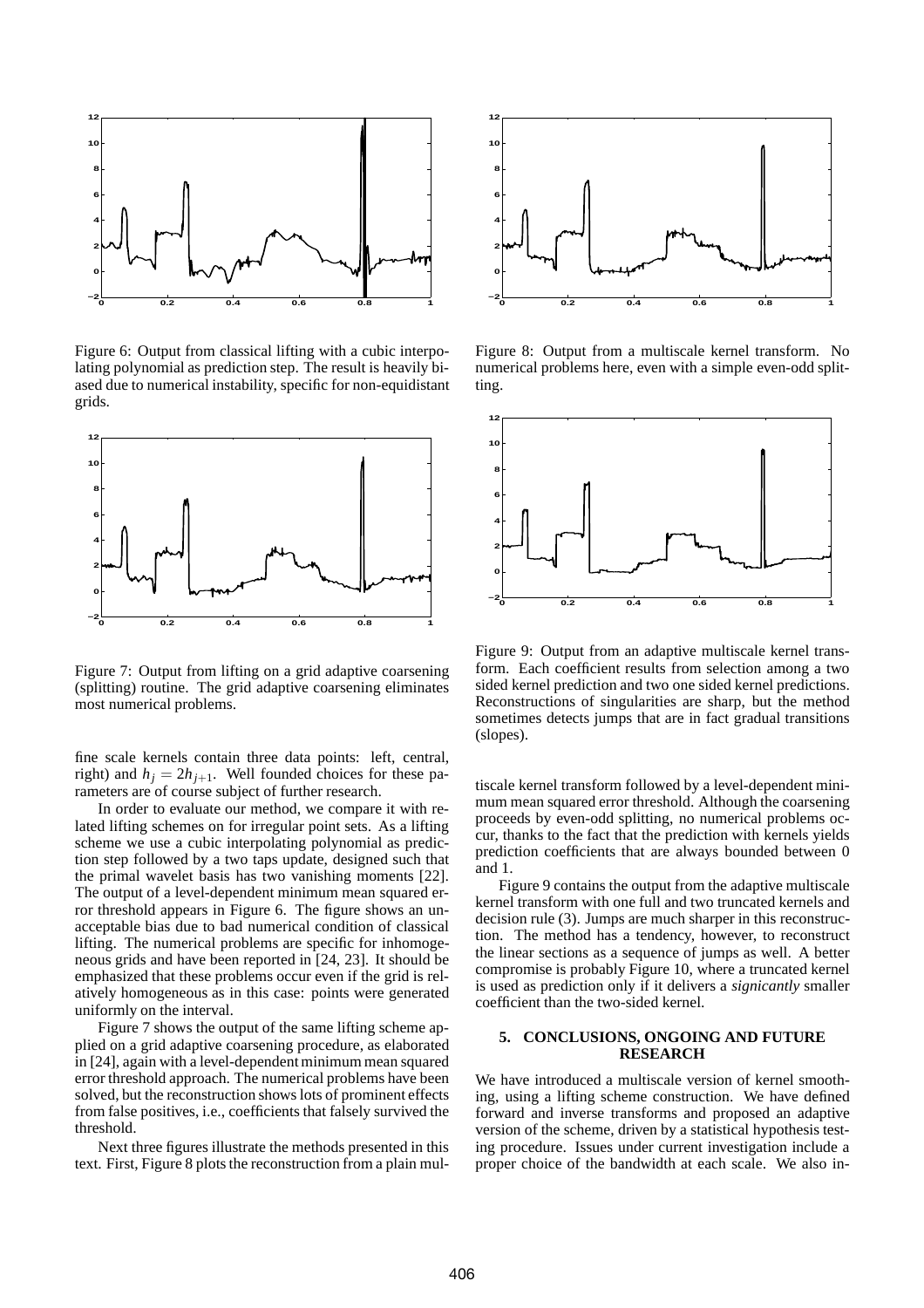Figure 6: Output from classical lifting with a cubic interpolating polynomial as prediction step. The result is heavily biased due to numerical instability, specific for non-equidistant grids.

Figure 7: Output from lifting on a grid adaptive coarsening (splitting) routine. The grid adaptive coarsening eliminates most numerical problems.

Figure 8: Output from a multiscale kernel transform. No numerical problems here, even with a simple even-odd splitting.

Figure 9: Output from an adaptive multiscale kernel transform. Each coefficient results from selection among a two sided kernel prediction and two one sided kernel predictions. Reconstructions of singularities are sharp, but the method sometimes detects jumps that are in fact gradual transitions (slopes).

fine scale kernels contain three data points: left, central, right) and $h_j = 2h_{j+1}$. Well founded choices for these parameters are of course subject of further research.

In order to evaluate our method, we compare it with related lifting schemes on for irregular point sets. As a lifting scheme we use a cubic interpolating polynomial as prediction step followed by a two taps update, designed such that the primal wavelet basis has two vanishing moments [22]. The output of a level-dependent minimum mean squared error threshold appears in Figure 6. The figure shows an unacceptable bias due to bad numerical condition of classical lifting. The numerical problems are specific for inhomogeneous grids and have been reported in [24, 23]. It should be emphasized that these problems occur even if the grid is relatively homogeneous as in this case: points were generated uniformly on the interval.

Figure 7 shows the output of the same lifting scheme applied on a grid adaptive coarsening procedure, as elaborated in [24], again with a level-dependent minimum mean squared error threshold approach. The numerical problems have been solved, but the reconstruction shows lots of prominent effects from false positives, i.e., coefficients that falsely survived the threshold.

Next three figures illustrate the methods presented in this text. First, Figure 8 plots the reconstruction from a plain multiscale kernel transform followed by a level-dependent minimum mean squared error threshold. Although the coarsening proceeds by even-odd splitting, no numerical problems occur, thanks to the fact that the prediction with kernels yields prediction coefficients that are always bounded between 0 and 1.

Figure 9 contains the output from the adaptive multiscale kernel transform with one full and two truncated kernels and decision rule (3). Jumps are much sharper in this reconstruction. The method has a tendency, however, to reconstruct the linear sections as a sequence of jumps as well. A better compromise is probably Figure 10, where a truncated kernel is used as prediction only if it delivers a *signicantly* smaller coefficient than the two-sided kernel.

## 5. CONCLUSIONS, ONGOING AND FUTURE RESEARCH

We have introduced a multiscale version of kernel smoothing, using a lifting scheme construction. We have defined forward and inverse transforms and proposed an adaptive version of the scheme, driven by a statistical hypothesis testing procedure. Issues under current investigation include a proper choice of the bandwidth at each scale. We also in-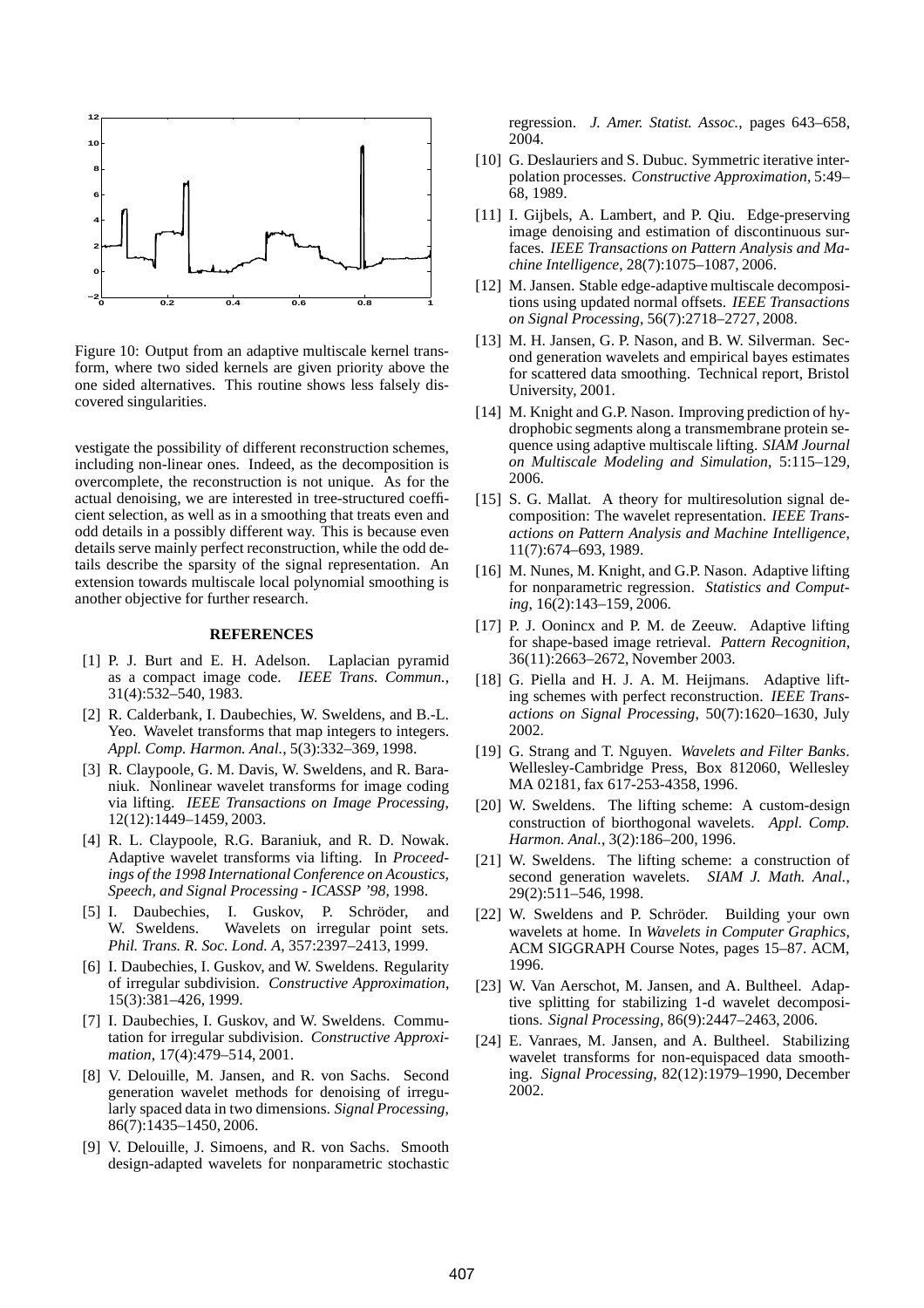12
10
8
6
4
2
0
−2
0
0.2
0.4
0.6
0.8
1

Figure 10: Output from an adaptive multiscale kernel transform, where two sided kernels are given priority above the one sided alternatives. This routine shows less falsely discovered singularities.

vestigate the possibility of different reconstruction schemes, including non-linear ones. Indeed, as the decomposition is overcomplete, the reconstruction is not unique. As for the actual denoising, we are interested in tree-structured coefficient selection, as well as in a smoothing that treats even and odd details in a possibly different way. This is because even details serve mainly perfect reconstruction, while the odd details describe the sparsity of the signal representation. An extension towards multiscale local polynomial smoothing is another objective for further research.

## REFERENCES

[1] P. J. Burt and E. H. Adelson. Laplacian pyramid as a compact image code. *IEEE Trans. Commun.*, 31(4):532–540, 1983.

[2] R. Calderbank, I. Daubechies, W. Sweldens, and B.-L. Yeo. Wavelet transforms that map integers to integers. *Appl. Comp. Harmon. Anal.*, 5(3):332–369, 1998.

[3] R. Claypoole, G. M. Davis, W. Sweldens, and R. Baraniuk. Nonlinear wavelet transforms for image coding via lifting. *IEEE Transactions on Image Processing*, 12(12):1449–1459, 2003.

[4] R. L. Claypoole, R.G. Baraniuk, and R. D. Nowak. Adaptive wavelet transforms via lifting. In *Proceedings of the 1998 International Conference on Acoustics, Speech, and Signal Processing - ICASSP '98*, 1998.

[5] I. Daubechies, I. Guskov, P. Schröder, and W. Sweldens. Wavelets on irregular point sets. *Phil. Trans. R. Soc. Lond. A*, 357:2397–2413, 1999.

[6] I. Daubechies, I. Guskov, and W. Sweldens. Regularity of irregular subdivision. *Constructive Approximation*, 15(3):381–426, 1999.

[7] I. Daubechies, I. Guskov, and W. Sweldens. Commutation for irregular subdivision. *Constructive Approximation*, 17(4):479–514, 2001.

[8] V. Delouille, M. Jansen, and R. von Sachs. Second generation wavelet methods for denoising of irregularly spaced data in two dimensions. *Signal Processing*, 86(7):1435–1450, 2006.

[9] V. Delouille, J. Simoens, and R. von Sachs. Smooth design-adapted wavelets for nonparametric stochastic regression. *J. Amer. Statist. Assoc.*, pages 643–658, 2004.

[10] G. Deslauriers and S. Dubuc. Symmetric iterative interpolation processes. *Constructive Approximation*, 5:49–68, 1989.

[11] I. Gijbels, A. Lambert, and P. Qiu. Edge-preserving image denoising and estimation of discontinuous surfaces. *IEEE Transactions on Pattern Analysis and Machine Intelligence*, 28(7):1075–1087, 2006.

[12] M. Jansen. Stable edge-adaptive multiscale decompositions using updated normal offsets. *IEEE Transactions on Signal Processing*, 56(7):2718–2727, 2008.

[13] M. H. Jansen, G. P. Nason, and B. W. Silverman. Second generation wavelets and empirical bayes estimates for scattered data smoothing. Technical report, Bristol University, 2001.

[14] M. Knight and G.P. Nason. Improving prediction of hydrophobic segments along a transmembrane protein sequence using adaptive multiscale lifting. *SIAM Journal on Multiscale Modeling and Simulation*, 5:115–129, 2006.

[15] S. G. Mallat. A theory for multiresolution signal decomposition: The wavelet representation. *IEEE Transactions on Pattern Analysis and Machine Intelligence*, 11(7):674–693, 1989.

[16] M. Nunes, M. Knight, and G.P. Nason. Adaptive lifting for nonparametric regression. *Statistics and Computing*, 16(2):143–159, 2006.

[17] P. J. Oonincx and P. M. de Zeeuw. Adaptive lifting for shape-based image retrieval. *Pattern Recognition*, 36(11):2663–2672, November 2003.

[18] G. Piella and H. J. A. M. Heijmans. Adaptive lifting schemes with perfect reconstruction. *IEEE Transactions on Signal Processing*, 50(7):1620–1630, July 2002.

[19] G. Strang and T. Nguyen. *Wavelets and Filter Banks*. Wellesley-Cambridge Press, Box 812060, Wellesley MA 02181, fax 617-253-4358, 1996.

[20] W. Sweldens. The lifting scheme: A custom-design construction of biorthogonal wavelets. *Appl. Comp. Harmon. Anal.*, 3(2):186–200, 1996.

[21] W. Sweldens. The lifting scheme: a construction of second generation wavelets. *SIAM J. Math. Anal.*, 29(2):511–546, 1998.

[22] W. Sweldens and P. Schröder. Building your own wavelets at home. In *Wavelets in Computer Graphics*, ACM SIGGRAPH Course Notes, pages 15–87. ACM, 1996.

[23] W. Van Aerschot, M. Jansen, and A. Bultheel. Adaptive splitting for stabilizing 1-d wavelet decompositions. *Signal Processing*, 86(9):2447–2463, 2006.

[24] E. Vanraes, M. Jansen, and A. Bultheel. Stabilizing wavelet transforms for non-equispaced data smoothing. *Signal Processing*, 82(12):1979–1990, December 2002.